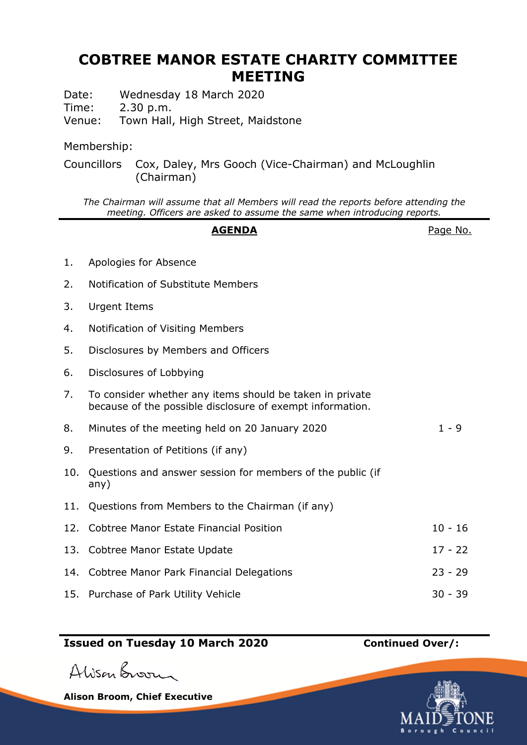# COBTREE MANOR ESTATE CHARITY COMMITTEE MEETING

Date: Wednesday 18 March 2020
Time: 2.30 p.m.
Venue: Town Hall, High Street, Maidstone

Membership:

Councillors Cox, Daley, Mrs Gooch (Vice-Chairman) and McLoughlin (Chairman)

*The Chairman will assume that all Members will read the reports before attending the meeting. Officers are asked to assume the same when introducing reports.*

| | **AGENDA** | Page No. |
|---|---|---|
| 1. | Apologies for Absence | |
| 2. | Notification of Substitute Members | |
| 3. | Urgent Items | |
| 4. | Notification of Visiting Members | |
| 5. | Disclosures by Members and Officers | |
| 6. | Disclosures of Lobbying | |
| 7. | To consider whether any items should be taken in private because of the possible disclosure of exempt information. | |
| 8. | Minutes of the meeting held on 20 January 2020 | 1 - 9 |
| 9. | Presentation of Petitions (if any) | |
| 10. | Questions and answer session for members of the public (if any) | |
| 11. | Questions from Members to the Chairman (if any) | |
| 12. | Cobtree Manor Estate Financial Position | 10 - 16 |
| 13. | Cobtree Manor Estate Update | 17 - 22 |
| 14. | Cobtree Manor Park Financial Delegations | 23 - 29 |
| 15. | Purchase of Park Utility Vehicle | 30 - 39 |

**Issued on Tuesday 10 March 2020** **Continued Over/:**

Alison Broom

**Alison Broom, Chief Executive**

MAIDSTONE Borough Council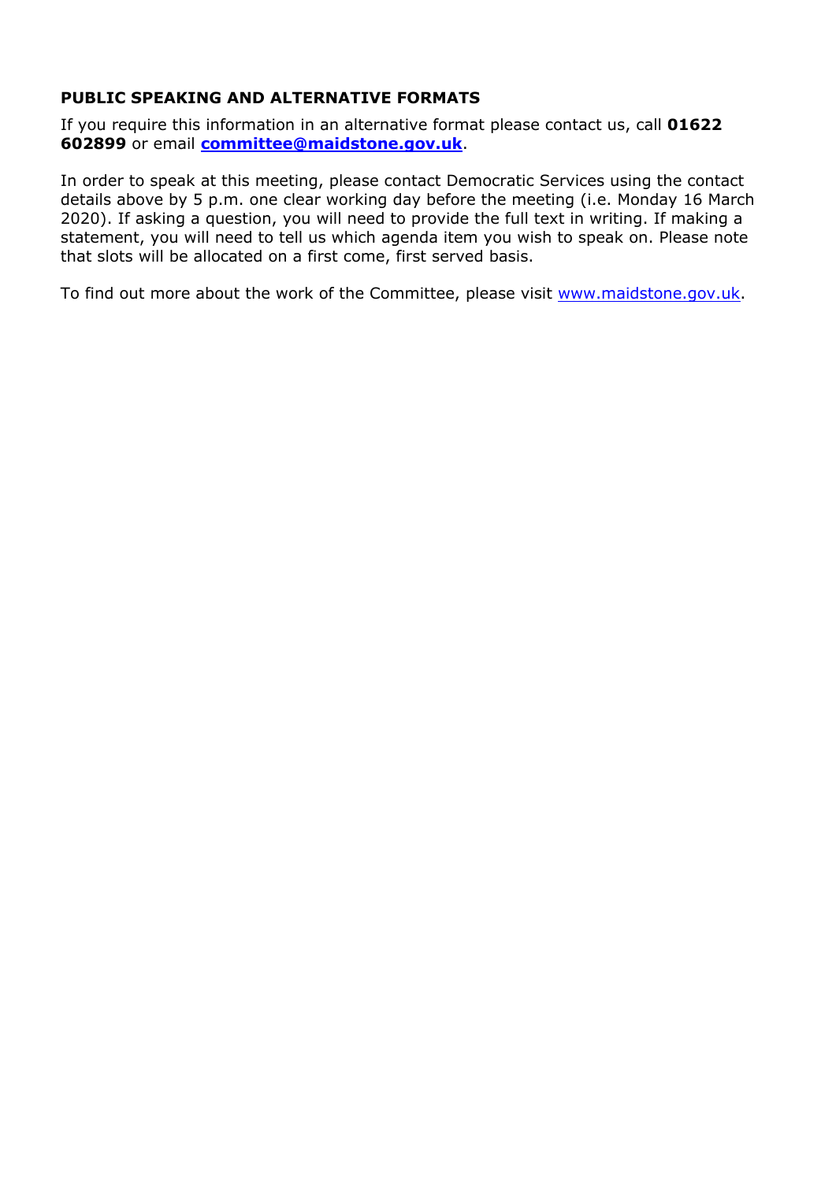**PUBLIC SPEAKING AND ALTERNATIVE FORMATS**

If you require this information in an alternative format please contact us, call **01622 602899** or email **committee@maidstone.gov.uk**.

In order to speak at this meeting, please contact Democratic Services using the contact details above by 5 p.m. one clear working day before the meeting (i.e. Monday 16 March 2020). If asking a question, you will need to provide the full text in writing. If making a statement, you will need to tell us which agenda item you wish to speak on. Please note that slots will be allocated on a first come, first served basis.

To find out more about the work of the Committee, please visit www.maidstone.gov.uk.